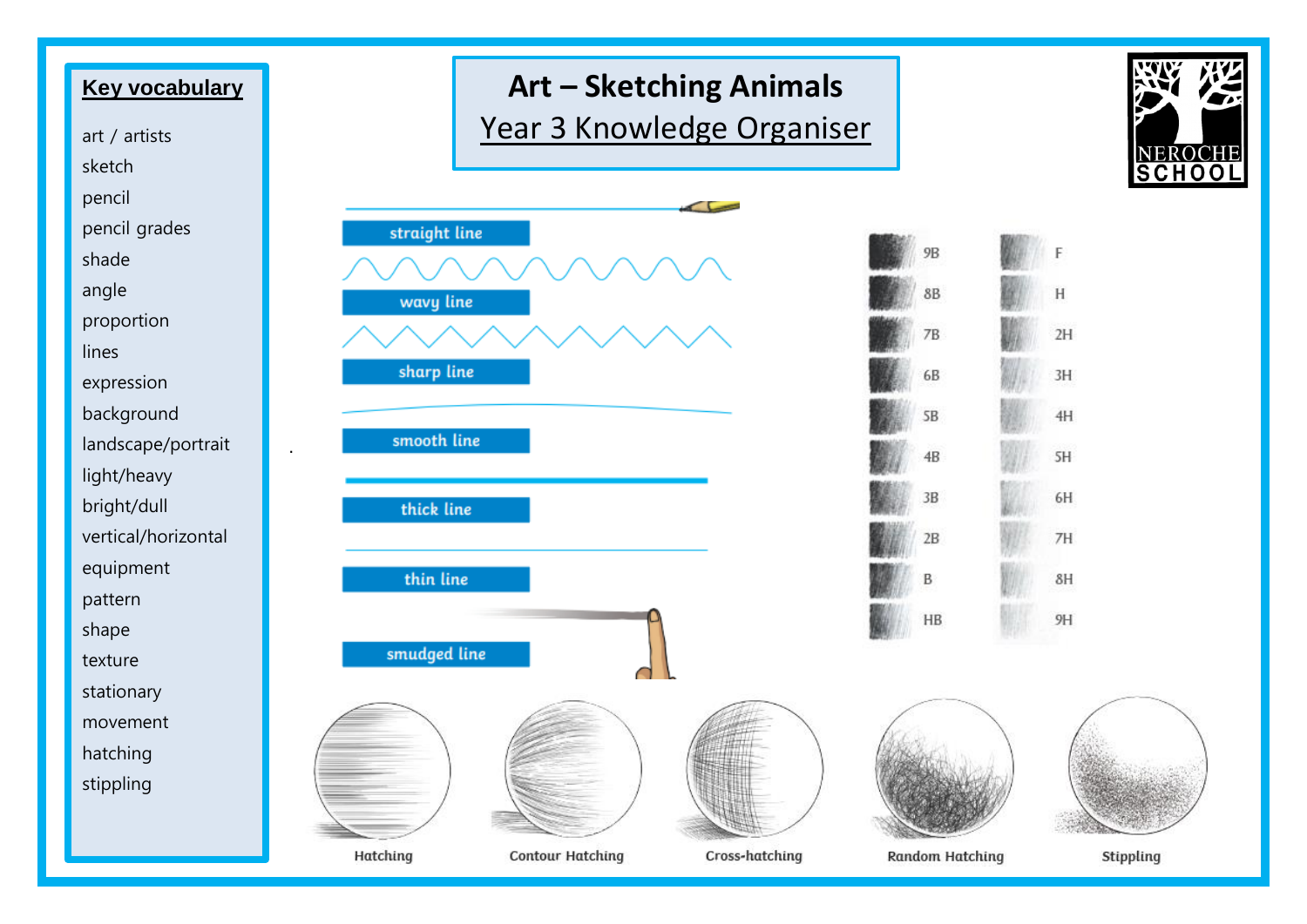# Art – Sketching Animals

## Year 3 Knowledge Organiser

NEROCHE SCHOOL

### Key vocabulary

- art / artists
- sketch
- pencil
- pencil grades
- shade
- angle
- proportion
- lines
- expression
- background
- landscape/portrait
- light/heavy
- bright/dull
- vertical/horizontal
- equipment
- pattern
- shape
- texture
- stationary
- movement
- hatching
- stippling

straight line

wavy line

sharp line

smooth line

thick line

thin line

smudged line

9B, 8B, 7B, 6B, 5B, 4B, 3B, 2B, B, HB

F, H, 2H, 3H, 4H, 5H, 6H, 7H, 8H, 9H

Hatching

Contour Hatching

Cross-hatching

Random Hatching

Stippling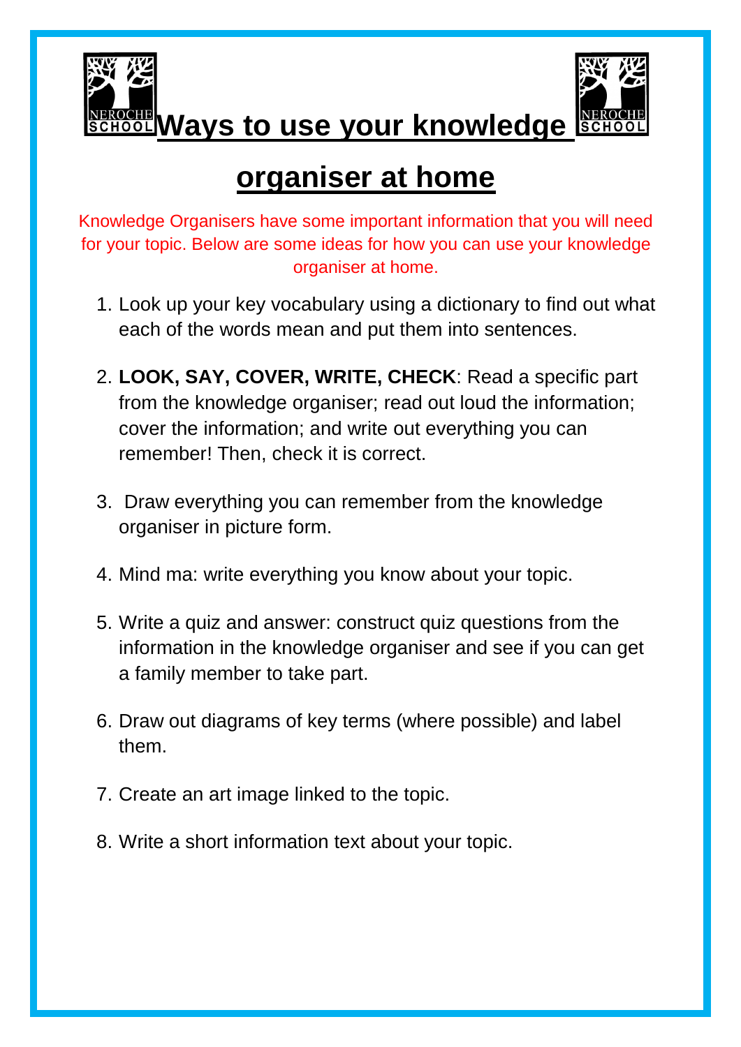# Ways to use your knowledge organiser at home

Knowledge Organisers have some important information that you will need for your topic. Below are some ideas for how you can use your knowledge organiser at home.

1. Look up your key vocabulary using a dictionary to find out what each of the words mean and put them into sentences.
2. **LOOK, SAY, COVER, WRITE, CHECK**: Read a specific part from the knowledge organiser; read out loud the information; cover the information; and write out everything you can remember! Then, check it is correct.
3. Draw everything you can remember from the knowledge organiser in picture form.
4. Mind ma: write everything you know about your topic.
5. Write a quiz and answer: construct quiz questions from the information in the knowledge organiser and see if you can get a family member to take part.
6. Draw out diagrams of key terms (where possible) and label them.
7. Create an art image linked to the topic.
8. Write a short information text about your topic.